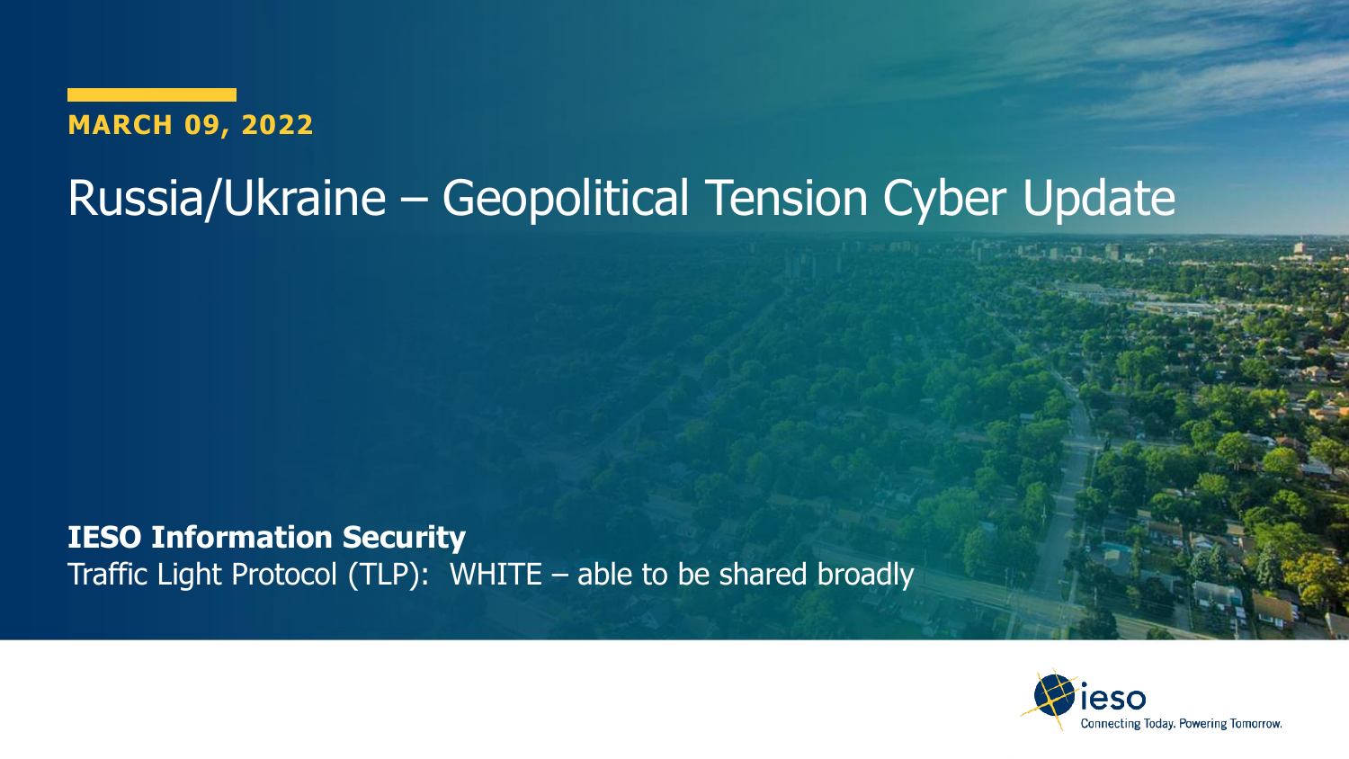**MARCH 09, 2022**

# Russia/Ukraine – Geopolitical Tension Cyber Update

**IESO Information Security**

Traffic Light Protocol (TLP): WHITE – able to be shared broadly

ieso

Connecting Today. Powering Tomorrow.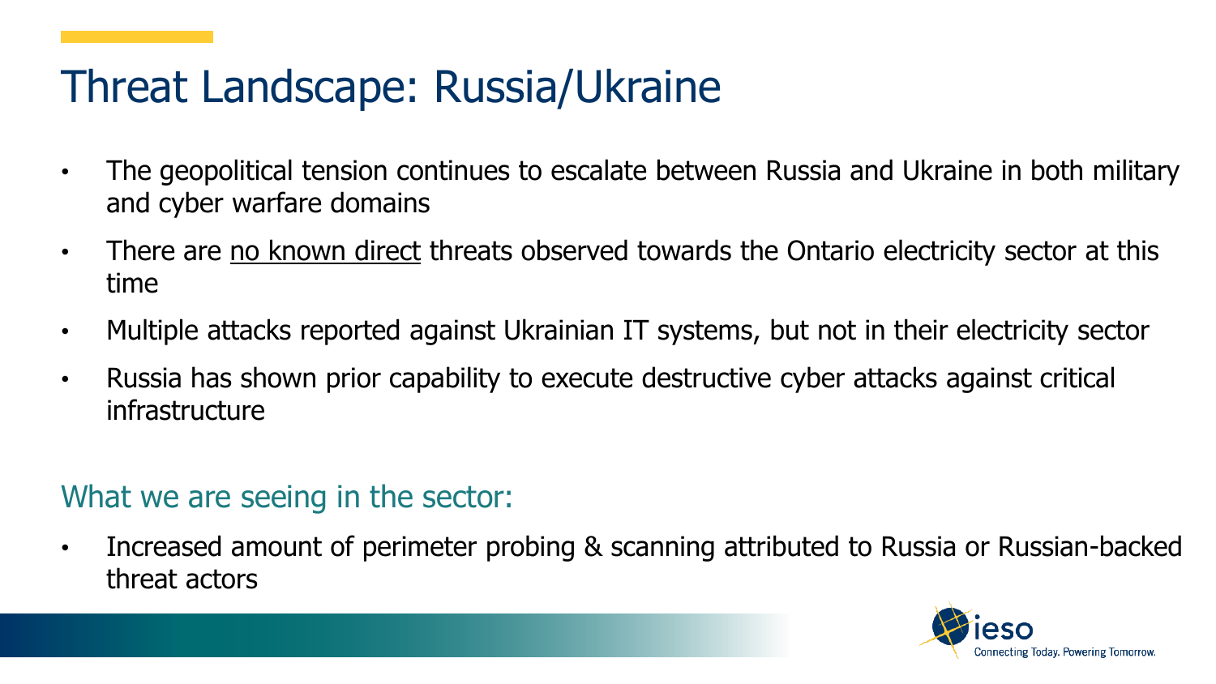# Threat Landscape: Russia/Ukraine

- The geopolitical tension continues to escalate between Russia and Ukraine in both military and cyber warfare domains
- There are <u>no known direct</u> threats observed towards the Ontario electricity sector at this time
- Multiple attacks reported against Ukrainian IT systems, but not in their electricity sector
- Russia has shown prior capability to execute destructive cyber attacks against critical infrastructure

## What we are seeing in the sector:

- Increased amount of perimeter probing & scanning attributed to Russia or Russian-backed threat actors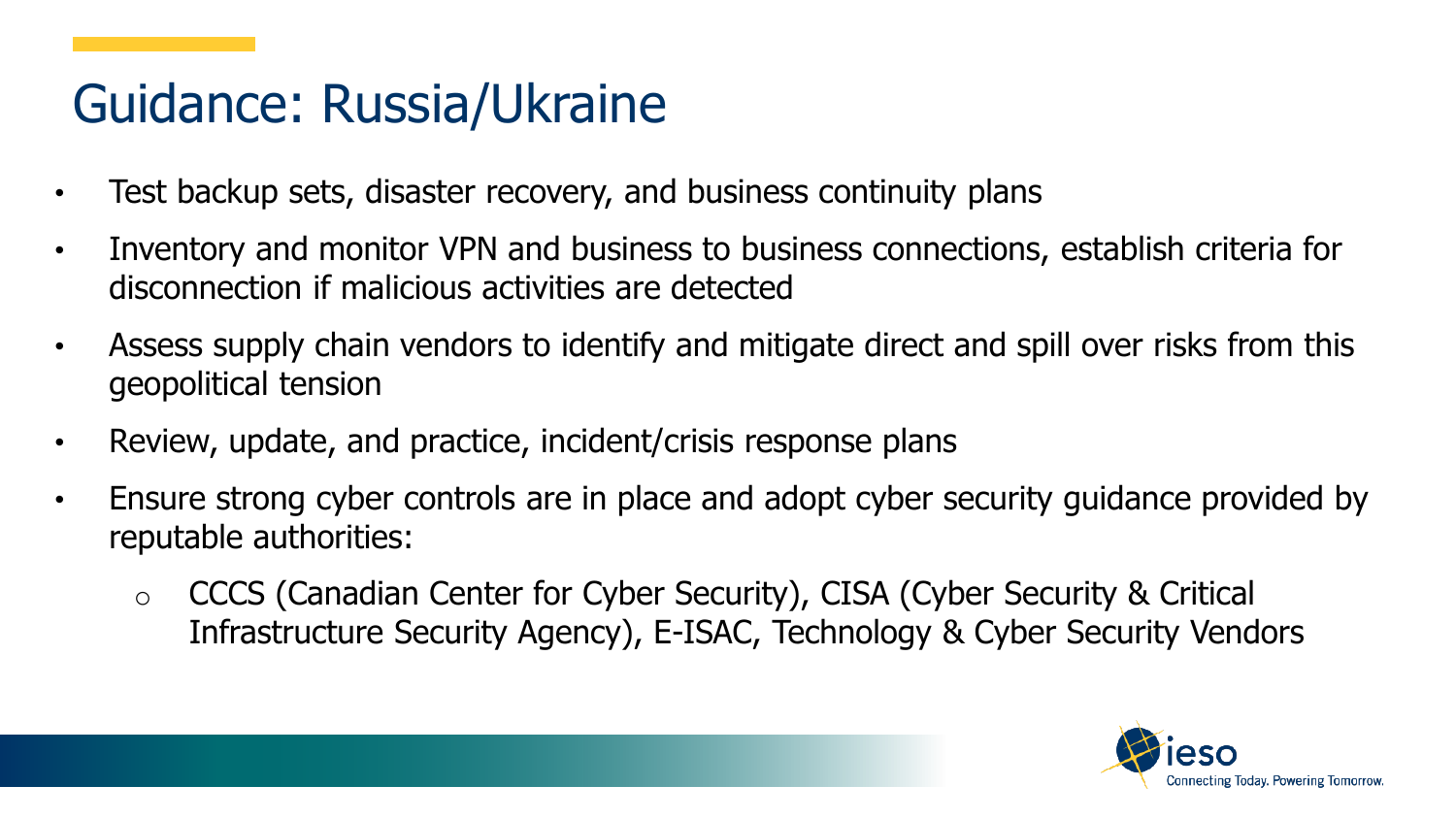# Guidance: Russia/Ukraine

- Test backup sets, disaster recovery, and business continuity plans
- Inventory and monitor VPN and business to business connections, establish criteria for disconnection if malicious activities are detected
- Assess supply chain vendors to identify and mitigate direct and spill over risks from this geopolitical tension
- Review, update, and practice, incident/crisis response plans
- Ensure strong cyber controls are in place and adopt cyber security guidance provided by reputable authorities:
  - CCCS (Canadian Center for Cyber Security), CISA (Cyber Security & Critical Infrastructure Security Agency), E-ISAC, Technology & Cyber Security Vendors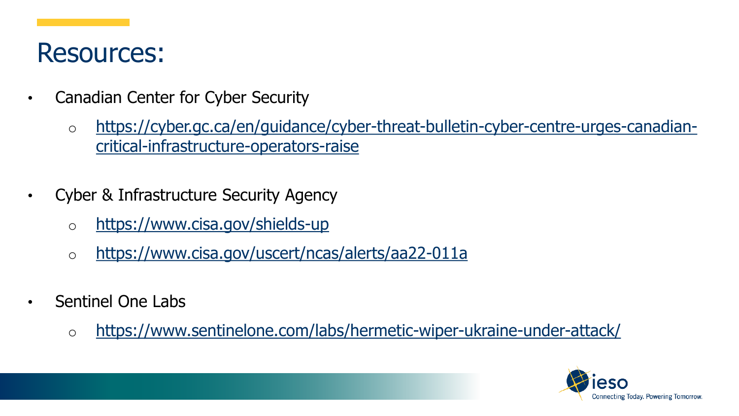# Resources:

- Canadian Center for Cyber Security
  - https://cyber.gc.ca/en/guidance/cyber-threat-bulletin-cyber-centre-urges-canadian-critical-infrastructure-operators-raise
- Cyber & Infrastructure Security Agency
  - https://www.cisa.gov/shields-up
  - https://www.cisa.gov/uscert/ncas/alerts/aa22-011a
- Sentinel One Labs
  - https://www.sentinelone.com/labs/hermetic-wiper-ukraine-under-attack/